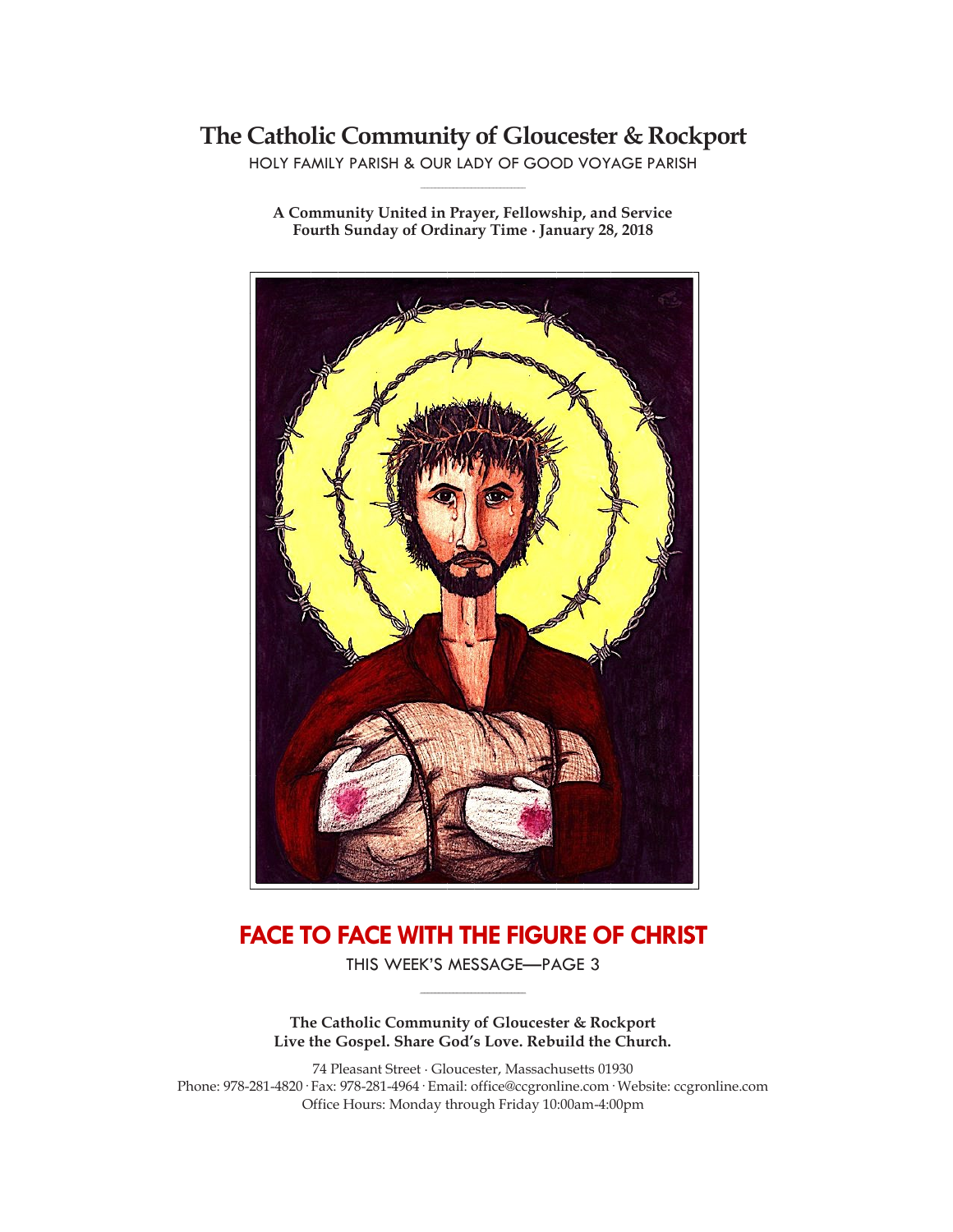# The Catholic Community of Gloucester & Rockport

HOLY FAMILY PARISH & OUR LADY OF GOOD VOYAGE PARISH

**A Community United in Prayer, Fellowship, and Service**
**Fourth Sunday of Ordinary Time · January 28, 2018**

## FACE TO FACE WITH THE FIGURE OF CHRIST

THIS WEEK'S MESSAGE—PAGE 3

**The Catholic Community of Gloucester & Rockport**
**Live the Gospel. Share God's Love. Rebuild the Church.**

74 Pleasant Street · Gloucester, Massachusetts 01930
Phone: 978-281-4820 · Fax: 978-281-4964 · Email: office@ccgronline.com · Website: ccgronline.com
Office Hours: Monday through Friday 10:00am-4:00pm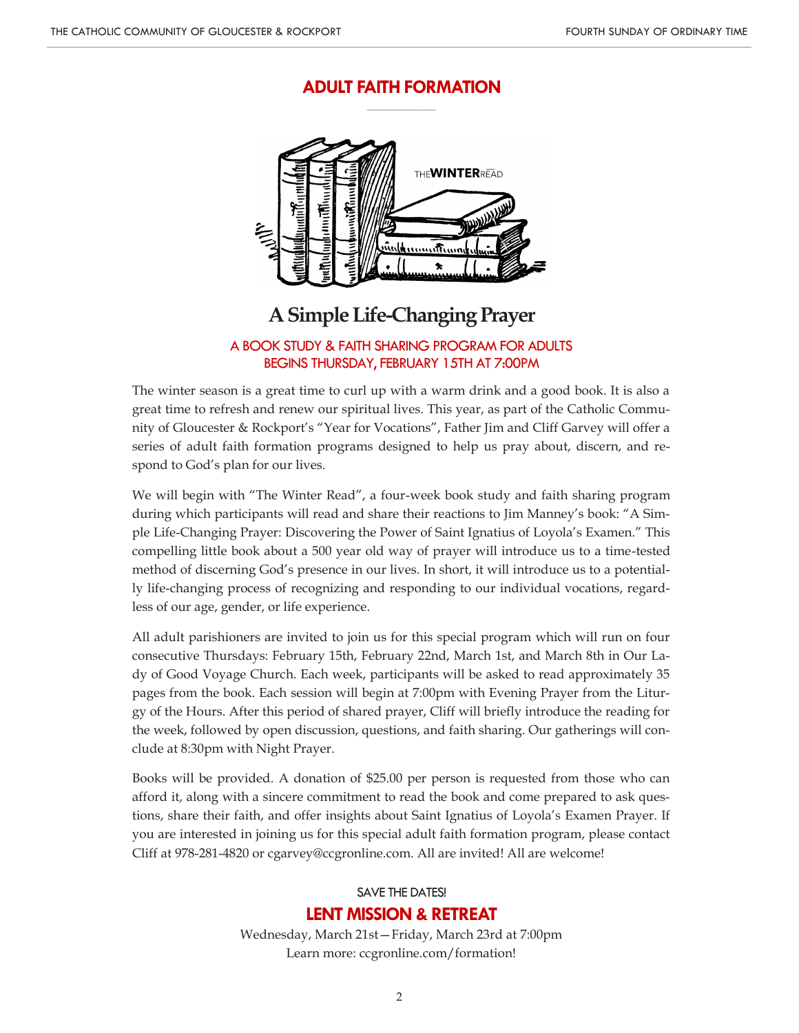## ADULT FAITH FORMATION

THE WINTER READ

# A Simple Life-Changing Prayer

### A BOOK STUDY & FAITH SHARING PROGRAM FOR ADULTS
### BEGINS THURSDAY, FEBRUARY 15TH AT 7:00PM

The winter season is a great time to curl up with a warm drink and a good book. It is also a great time to refresh and renew our spiritual lives. This year, as part of the Catholic Community of Gloucester & Rockport's "Year for Vocations", Father Jim and Cliff Garvey will offer a series of adult faith formation programs designed to help us pray about, discern, and respond to God's plan for our lives.

We will begin with "The Winter Read", a four-week book study and faith sharing program during which participants will read and share their reactions to Jim Manney's book: "A Simple Life-Changing Prayer: Discovering the Power of Saint Ignatius of Loyola's Examen." This compelling little book about a 500 year old way of prayer will introduce us to a time-tested method of discerning God's presence in our lives. In short, it will introduce us to a potentially life-changing process of recognizing and responding to our individual vocations, regardless of our age, gender, or life experience.

All adult parishioners are invited to join us for this special program which will run on four consecutive Thursdays: February 15th, February 22nd, March 1st, and March 8th in Our Lady of Good Voyage Church. Each week, participants will be asked to read approximately 35 pages from the book. Each session will begin at 7:00pm with Evening Prayer from the Liturgy of the Hours. After this period of shared prayer, Cliff will briefly introduce the reading for the week, followed by open discussion, questions, and faith sharing. Our gatherings will conclude at 8:30pm with Night Prayer.

Books will be provided. A donation of $25.00 per person is requested from those who can afford it, along with a sincere commitment to read the book and come prepared to ask questions, share their faith, and offer insights about Saint Ignatius of Loyola's Examen Prayer. If you are interested in joining us for this special adult faith formation program, please contact Cliff at 978-281-4820 or cgarvey@ccgronline.com. All are invited! All are welcome!

SAVE THE DATES!

## LENT MISSION & RETREAT

Wednesday, March 21st—Friday, March 23rd at 7:00pm
Learn more: ccgronline.com/formation!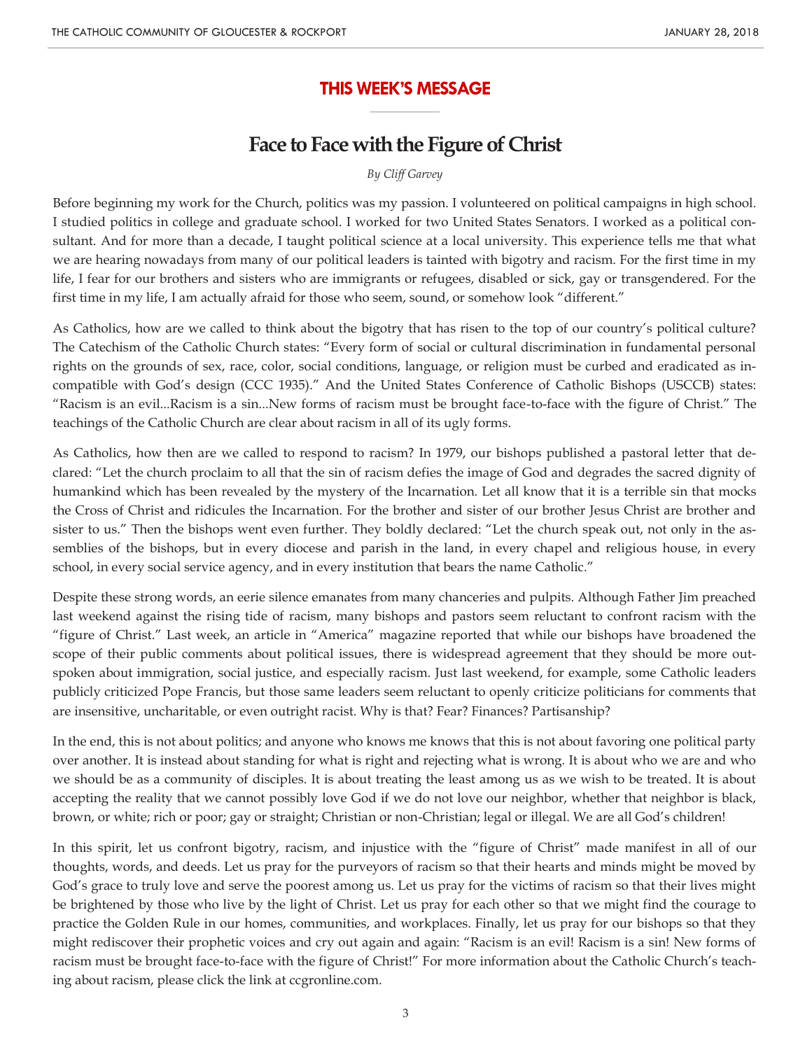## THIS WEEK'S MESSAGE

# Face to Face with the Figure of Christ

*By Cliff Garvey*

Before beginning my work for the Church, politics was my passion. I volunteered on political campaigns in high school. I studied politics in college and graduate school. I worked for two United States Senators. I worked as a political consultant. And for more than a decade, I taught political science at a local university. This experience tells me that what we are hearing nowadays from many of our political leaders is tainted with bigotry and racism. For the first time in my life, I fear for our brothers and sisters who are immigrants or refugees, disabled or sick, gay or transgendered. For the first time in my life, I am actually afraid for those who seem, sound, or somehow look "different."

As Catholics, how are we called to think about the bigotry that has risen to the top of our country's political culture? The Catechism of the Catholic Church states: "Every form of social or cultural discrimination in fundamental personal rights on the grounds of sex, race, color, social conditions, language, or religion must be curbed and eradicated as incompatible with God's design (CCC 1935)." And the United States Conference of Catholic Bishops (USCCB) states: "Racism is an evil...Racism is a sin...New forms of racism must be brought face-to-face with the figure of Christ." The teachings of the Catholic Church are clear about racism in all of its ugly forms.

As Catholics, how then are we called to respond to racism? In 1979, our bishops published a pastoral letter that declared: "Let the church proclaim to all that the sin of racism defies the image of God and degrades the sacred dignity of humankind which has been revealed by the mystery of the Incarnation. Let all know that it is a terrible sin that mocks the Cross of Christ and ridicules the Incarnation. For the brother and sister of our brother Jesus Christ are brother and sister to us." Then the bishops went even further. They boldly declared: "Let the church speak out, not only in the assemblies of the bishops, but in every diocese and parish in the land, in every chapel and religious house, in every school, in every social service agency, and in every institution that bears the name Catholic."

Despite these strong words, an eerie silence emanates from many chanceries and pulpits. Although Father Jim preached last weekend against the rising tide of racism, many bishops and pastors seem reluctant to confront racism with the "figure of Christ." Last week, an article in "America" magazine reported that while our bishops have broadened the scope of their public comments about political issues, there is widespread agreement that they should be more outspoken about immigration, social justice, and especially racism. Just last weekend, for example, some Catholic leaders publicly criticized Pope Francis, but those same leaders seem reluctant to openly criticize politicians for comments that are insensitive, uncharitable, or even outright racist. Why is that? Fear? Finances? Partisanship?

In the end, this is not about politics; and anyone who knows me knows that this is not about favoring one political party over another. It is instead about standing for what is right and rejecting what is wrong. It is about who we are and who we should be as a community of disciples. It is about treating the least among us as we wish to be treated. It is about accepting the reality that we cannot possibly love God if we do not love our neighbor, whether that neighbor is black, brown, or white; rich or poor; gay or straight; Christian or non-Christian; legal or illegal. We are all God's children!

In this spirit, let us confront bigotry, racism, and injustice with the "figure of Christ" made manifest in all of our thoughts, words, and deeds. Let us pray for the purveyors of racism so that their hearts and minds might be moved by God's grace to truly love and serve the poorest among us. Let us pray for the victims of racism so that their lives might be brightened by those who live by the light of Christ. Let us pray for each other so that we might find the courage to practice the Golden Rule in our homes, communities, and workplaces. Finally, let us pray for our bishops so that they might rediscover their prophetic voices and cry out again and again: "Racism is an evil! Racism is a sin! New forms of racism must be brought face-to-face with the figure of Christ!" For more information about the Catholic Church's teaching about racism, please click the link at ccgronline.com.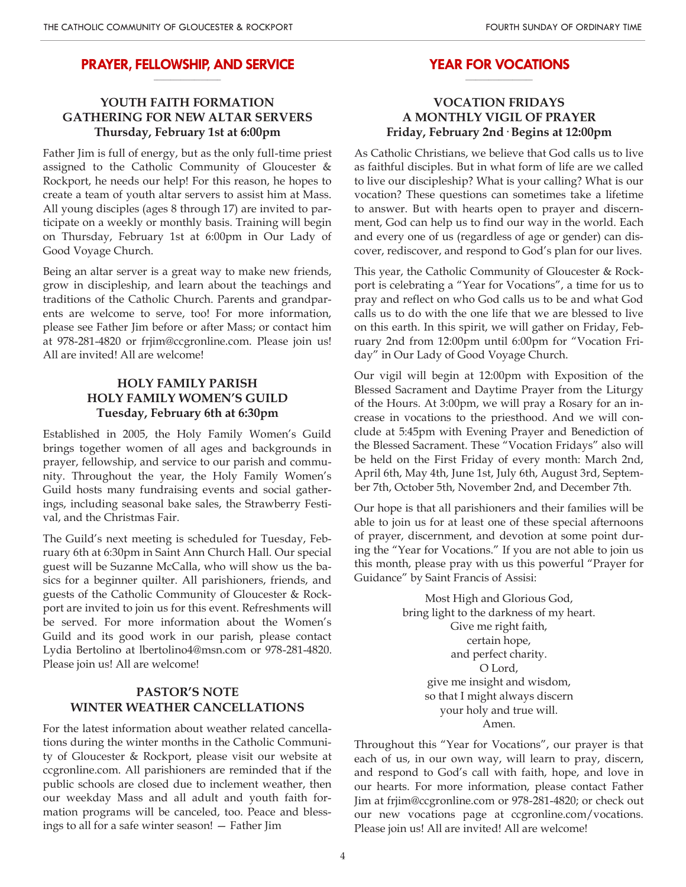## PRAYER, FELLOWSHIP, AND SERVICE

### YOUTH FAITH FORMATION
### GATHERING FOR NEW ALTAR SERVERS
**Thursday, February 1st at 6:00pm**

Father Jim is full of energy, but as the only full-time priest assigned to the Catholic Community of Gloucester & Rockport, he needs our help! For this reason, he hopes to create a team of youth altar servers to assist him at Mass. All young disciples (ages 8 through 17) are invited to participate on a weekly or monthly basis. Training will begin on Thursday, February 1st at 6:00pm in Our Lady of Good Voyage Church.

Being an altar server is a great way to make new friends, grow in discipleship, and learn about the teachings and traditions of the Catholic Church. Parents and grandparents are welcome to serve, too! For more information, please see Father Jim before or after Mass; or contact him at 978-281-4820 or frjim@ccgronline.com. Please join us! All are invited! All are welcome!

### HOLY FAMILY PARISH
### HOLY FAMILY WOMEN'S GUILD
**Tuesday, February 6th at 6:30pm**

Established in 2005, the Holy Family Women's Guild brings together women of all ages and backgrounds in prayer, fellowship, and service to our parish and community. Throughout the year, the Holy Family Women's Guild hosts many fundraising events and social gatherings, including seasonal bake sales, the Strawberry Festival, and the Christmas Fair.

The Guild's next meeting is scheduled for Tuesday, February 6th at 6:30pm in Saint Ann Church Hall. Our special guest will be Suzanne McCalla, who will show us the basics for a beginner quilter. All parishioners, friends, and guests of the Catholic Community of Gloucester & Rockport are invited to join us for this event. Refreshments will be served. For more information about the Women's Guild and its good work in our parish, please contact Lydia Bertolino at lbertolino4@msn.com or 978-281-4820. Please join us! All are welcome!

### PASTOR'S NOTE
### WINTER WEATHER CANCELLATIONS

For the latest information about weather related cancellations during the winter months in the Catholic Community of Gloucester & Rockport, please visit our website at ccgronline.com. All parishioners are reminded that if the public schools are closed due to inclement weather, then our weekday Mass and all adult and youth faith formation programs will be canceled, too. Peace and blessings to all for a safe winter season! — Father Jim

## YEAR FOR VOCATIONS

### VOCATION FRIDAYS
### A MONTHLY VIGIL OF PRAYER
**Friday, February 2nd · Begins at 12:00pm**

As Catholic Christians, we believe that God calls us to live as faithful disciples. But in what form of life are we called to live our discipleship? What is your calling? What is our vocation? These questions can sometimes take a lifetime to answer. But with hearts open to prayer and discernment, God can help us to find our way in the world. Each and every one of us (regardless of age or gender) can discover, rediscover, and respond to God's plan for our lives.

This year, the Catholic Community of Gloucester & Rockport is celebrating a "Year for Vocations", a time for us to pray and reflect on who God calls us to be and what God calls us to do with the one life that we are blessed to live on this earth. In this spirit, we will gather on Friday, February 2nd from 12:00pm until 6:00pm for "Vocation Friday" in Our Lady of Good Voyage Church.

Our vigil will begin at 12:00pm with Exposition of the Blessed Sacrament and Daytime Prayer from the Liturgy of the Hours. At 3:00pm, we will pray a Rosary for an increase in vocations to the priesthood. And we will conclude at 5:45pm with Evening Prayer and Benediction of the Blessed Sacrament. These "Vocation Fridays" also will be held on the First Friday of every month: March 2nd, April 6th, May 4th, June 1st, July 6th, August 3rd, September 7th, October 5th, November 2nd, and December 7th.

Our hope is that all parishioners and their families will be able to join us for at least one of these special afternoons of prayer, discernment, and devotion at some point during the "Year for Vocations." If you are not able to join us this month, please pray with us this powerful "Prayer for Guidance" by Saint Francis of Assisi:

Most High and Glorious God,
bring light to the darkness of my heart.
Give me right faith,
certain hope,
and perfect charity.
O Lord,
give me insight and wisdom,
so that I might always discern
your holy and true will.
Amen.

Throughout this "Year for Vocations", our prayer is that each of us, in our own way, will learn to pray, discern, and respond to God's call with faith, hope, and love in our hearts. For more information, please contact Father Jim at frjim@ccgronline.com or 978-281-4820; or check out our new vocations page at ccgronline.com/vocations. Please join us! All are invited! All are welcome!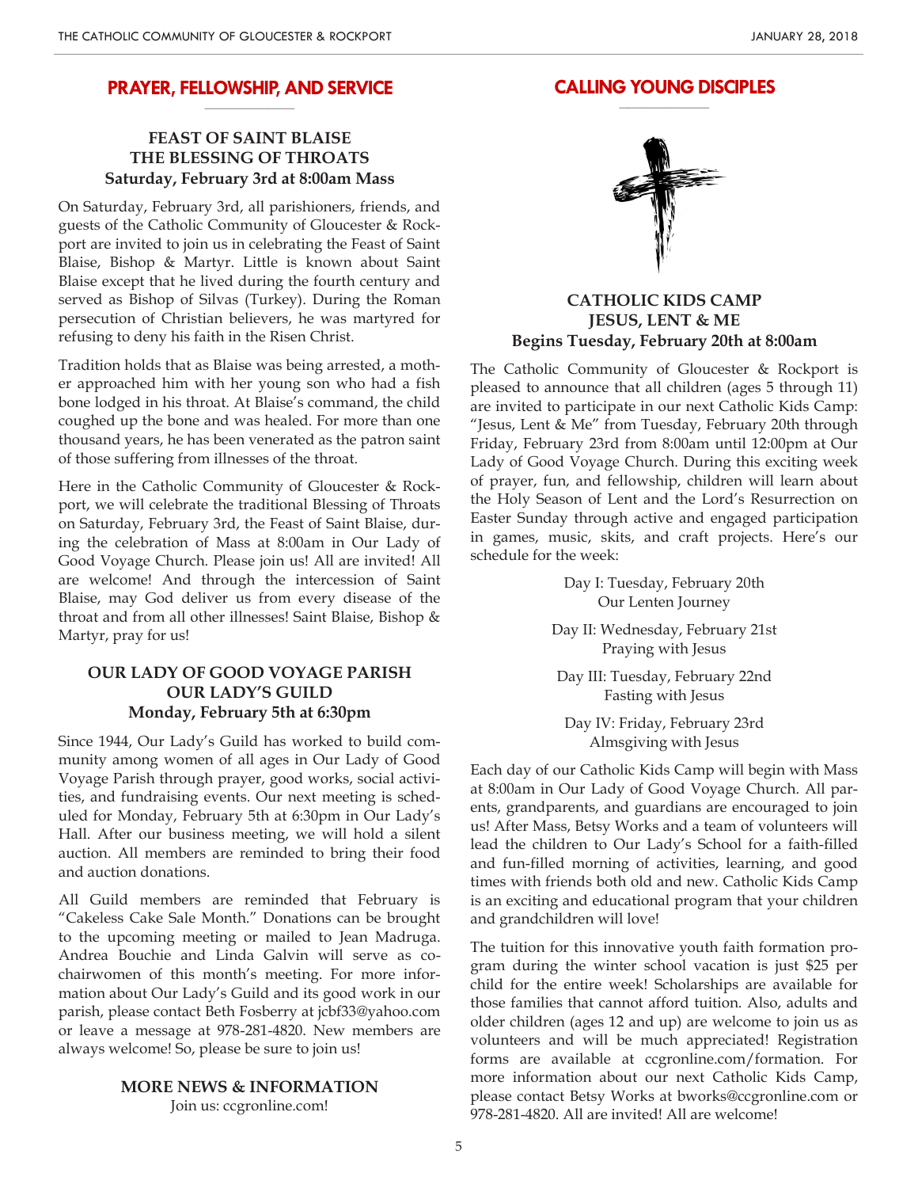## PRAYER, FELLOWSHIP, AND SERVICE

### FEAST OF SAINT BLAISE
### THE BLESSING OF THROATS
### Saturday, February 3rd at 8:00am Mass

On Saturday, February 3rd, all parishioners, friends, and guests of the Catholic Community of Gloucester & Rockport are invited to join us in celebrating the Feast of Saint Blaise, Bishop & Martyr. Little is known about Saint Blaise except that he lived during the fourth century and served as Bishop of Silvas (Turkey). During the Roman persecution of Christian believers, he was martyred for refusing to deny his faith in the Risen Christ.

Tradition holds that as Blaise was being arrested, a mother approached him with her young son who had a fish bone lodged in his throat. At Blaise's command, the child coughed up the bone and was healed. For more than one thousand years, he has been venerated as the patron saint of those suffering from illnesses of the throat.

Here in the Catholic Community of Gloucester & Rockport, we will celebrate the traditional Blessing of Throats on Saturday, February 3rd, the Feast of Saint Blaise, during the celebration of Mass at 8:00am in Our Lady of Good Voyage Church. Please join us! All are invited! All are welcome! And through the intercession of Saint Blaise, may God deliver us from every disease of the throat and from all other illnesses! Saint Blaise, Bishop & Martyr, pray for us!

### OUR LADY OF GOOD VOYAGE PARISH
### OUR LADY'S GUILD
### Monday, February 5th at 6:30pm

Since 1944, Our Lady's Guild has worked to build community among women of all ages in Our Lady of Good Voyage Parish through prayer, good works, social activities, and fundraising events. Our next meeting is scheduled for Monday, February 5th at 6:30pm in Our Lady's Hall. After our business meeting, we will hold a silent auction. All members are reminded to bring their food and auction donations.

All Guild members are reminded that February is "Cakeless Cake Sale Month." Donations can be brought to the upcoming meeting or mailed to Jean Madruga. Andrea Bouchie and Linda Galvin will serve as co-chairwomen of this month's meeting. For more information about Our Lady's Guild and its good work in our parish, please contact Beth Fosberry at jcbf33@yahoo.com or leave a message at 978-281-4820. New members are always welcome! So, please be sure to join us!

### MORE NEWS & INFORMATION
Join us: ccgronline.com!

## CALLING YOUNG DISCIPLES

### CATHOLIC KIDS CAMP
### JESUS, LENT & ME
### Begins Tuesday, February 20th at 8:00am

The Catholic Community of Gloucester & Rockport is pleased to announce that all children (ages 5 through 11) are invited to participate in our next Catholic Kids Camp: "Jesus, Lent & Me" from Tuesday, February 20th through Friday, February 23rd from 8:00am until 12:00pm at Our Lady of Good Voyage Church. During this exciting week of prayer, fun, and fellowship, children will learn about the Holy Season of Lent and the Lord's Resurrection on Easter Sunday through active and engaged participation in games, music, skits, and craft projects. Here's our schedule for the week:

Day I: Tuesday, February 20th
Our Lenten Journey

Day II: Wednesday, February 21st
Praying with Jesus

Day III: Tuesday, February 22nd
Fasting with Jesus

Day IV: Friday, February 23rd
Almsgiving with Jesus

Each day of our Catholic Kids Camp will begin with Mass at 8:00am in Our Lady of Good Voyage Church. All parents, grandparents, and guardians are encouraged to join us! After Mass, Betsy Works and a team of volunteers will lead the children to Our Lady's School for a faith-filled and fun-filled morning of activities, learning, and good times with friends both old and new. Catholic Kids Camp is an exciting and educational program that your children and grandchildren will love!

The tuition for this innovative youth faith formation program during the winter school vacation is just $25 per child for the entire week! Scholarships are available for those families that cannot afford tuition. Also, adults and older children (ages 12 and up) are welcome to join us as volunteers and will be much appreciated! Registration forms are available at ccgronline.com/formation. For more information about our next Catholic Kids Camp, please contact Betsy Works at bworks@ccgronline.com or 978-281-4820. All are invited! All are welcome!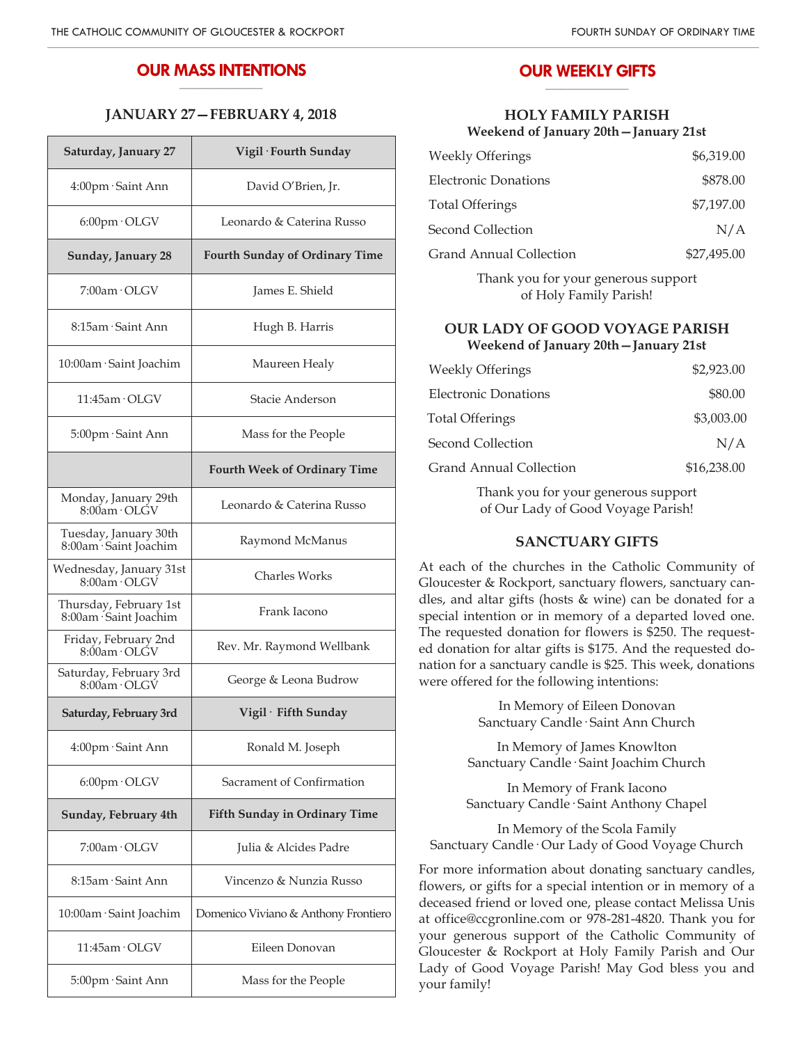## OUR MASS INTENTIONS

### JANUARY 27—FEBRUARY 4, 2018

| Saturday, January 27 | Vigil · Fourth Sunday |
|---|---|
| 4:00pm · Saint Ann | David O'Brien, Jr. |
| 6:00pm · OLGV | Leonardo & Caterina Russo |
| **Sunday, January 28** | **Fourth Sunday of Ordinary Time** |
| 7:00am · OLGV | James E. Shield |
| 8:15am · Saint Ann | Hugh B. Harris |
| 10:00am · Saint Joachim | Maureen Healy |
| 11:45am · OLGV | Stacie Anderson |
| 5:00pm · Saint Ann | Mass for the People |
| | **Fourth Week of Ordinary Time** |
| Monday, January 29th 8:00am · OLGV | Leonardo & Caterina Russo |
| Tuesday, January 30th 8:00am · Saint Joachim | Raymond McManus |
| Wednesday, January 31st 8:00am · OLGV | Charles Works |
| Thursday, February 1st 8:00am · Saint Joachim | Frank Iacono |
| Friday, February 2nd 8:00am · OLGV | Rev. Mr. Raymond Wellbank |
| Saturday, February 3rd 8:00am · OLGV | George & Leona Budrow |
| **Saturday, February 3rd** | **Vigil · Fifth Sunday** |
| 4:00pm · Saint Ann | Ronald M. Joseph |
| 6:00pm · OLGV | Sacrament of Confirmation |
| **Sunday, February 4th** | **Fifth Sunday in Ordinary Time** |
| 7:00am · OLGV | Julia & Alcides Padre |
| 8:15am · Saint Ann | Vincenzo & Nunzia Russo |
| 10:00am · Saint Joachim | Domenico Viviano & Anthony Frontiero |
| 11:45am · OLGV | Eileen Donovan |
| 5:00pm · Saint Ann | Mass for the People |

## OUR WEEKLY GIFTS

### HOLY FAMILY PARISH
**Weekend of January 20th—January 21st**

| | |
|---|---|
| Weekly Offerings | $6,319.00 |
| Electronic Donations | $878.00 |
| Total Offerings | $7,197.00 |
| Second Collection | N/A |
| Grand Annual Collection | $27,495.00 |

Thank you for your generous support of Holy Family Parish!

### OUR LADY OF GOOD VOYAGE PARISH
**Weekend of January 20th—January 21st**

| | |
|---|---|
| Weekly Offerings | $2,923.00 |
| Electronic Donations | $80.00 |
| Total Offerings | $3,003.00 |
| Second Collection | N/A |
| Grand Annual Collection | $16,238.00 |

Thank you for your generous support of Our Lady of Good Voyage Parish!

### SANCTUARY GIFTS

At each of the churches in the Catholic Community of Gloucester & Rockport, sanctuary flowers, sanctuary candles, and altar gifts (hosts & wine) can be donated for a special intention or in memory of a departed loved one. The requested donation for flowers is $250. The requested donation for altar gifts is $175. And the requested donation for a sanctuary candle is $25. This week, donations were offered for the following intentions:

In Memory of Eileen Donovan
Sanctuary Candle · Saint Ann Church

In Memory of James Knowlton
Sanctuary Candle · Saint Joachim Church

In Memory of Frank Iacono
Sanctuary Candle · Saint Anthony Chapel

In Memory of the Scola Family
Sanctuary Candle · Our Lady of Good Voyage Church

For more information about donating sanctuary candles, flowers, or gifts for a special intention or in memory of a deceased friend or loved one, please contact Melissa Unis at office@ccgronline.com or 978-281-4820. Thank you for your generous support of the Catholic Community of Gloucester & Rockport at Holy Family Parish and Our Lady of Good Voyage Parish! May God bless you and your family!